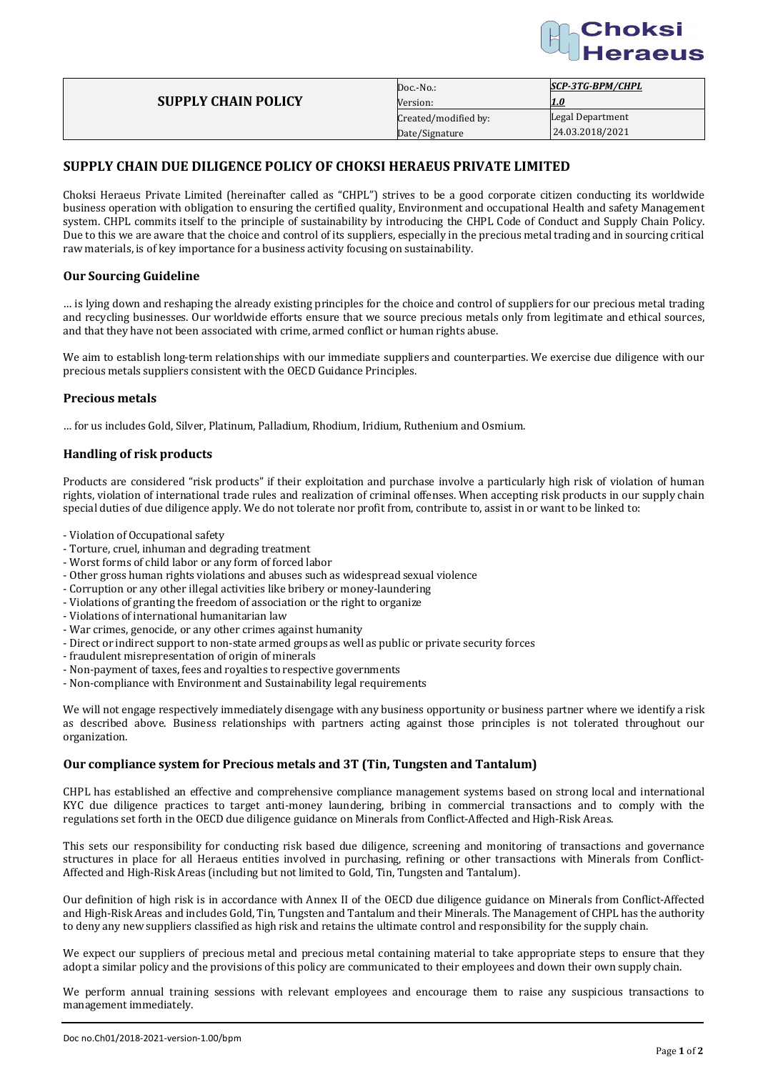| SUPPLY CHAIN POLICY | Doc.-No.: | *SCP-3TG-BPM/CHPL* |
|---|---|---|
| | Version: | *1.0* |
| | Created/modified by: | Legal Department |
| | Date/Signature | 24.03.2018/2021 |

## SUPPLY CHAIN DUE DILIGENCE POLICY OF CHOKSI HERAEUS PRIVATE LIMITED

Choksi Heraeus Private Limited (hereinafter called as "CHPL") strives to be a good corporate citizen conducting its worldwide business operation with obligation to ensuring the certified quality, Environment and occupational Health and safety Management system. CHPL commits itself to the principle of sustainability by introducing the CHPL Code of Conduct and Supply Chain Policy. Due to this we are aware that the choice and control of its suppliers, especially in the precious metal trading and in sourcing critical raw materials, is of key importance for a business activity focusing on sustainability.

### Our Sourcing Guideline

… is lying down and reshaping the already existing principles for the choice and control of suppliers for our precious metal trading and recycling businesses. Our worldwide efforts ensure that we source precious metals only from legitimate and ethical sources, and that they have not been associated with crime, armed conflict or human rights abuse.

We aim to establish long-term relationships with our immediate suppliers and counterparties. We exercise due diligence with our precious metals suppliers consistent with the OECD Guidance Principles.

### Precious metals

… for us includes Gold, Silver, Platinum, Palladium, Rhodium, Iridium, Ruthenium and Osmium.

### Handling of risk products

Products are considered "risk products" if their exploitation and purchase involve a particularly high risk of violation of human rights, violation of international trade rules and realization of criminal offenses. When accepting risk products in our supply chain special duties of due diligence apply. We do not tolerate nor profit from, contribute to, assist in or want to be linked to:

- Violation of Occupational safety
- Torture, cruel, inhuman and degrading treatment
- Worst forms of child labor or any form of forced labor
- Other gross human rights violations and abuses such as widespread sexual violence
- Corruption or any other illegal activities like bribery or money-laundering
- Violations of granting the freedom of association or the right to organize
- Violations of international humanitarian law
- War crimes, genocide, or any other crimes against humanity
- Direct or indirect support to non-state armed groups as well as public or private security forces
- fraudulent misrepresentation of origin of minerals
- Non-payment of taxes, fees and royalties to respective governments
- Non-compliance with Environment and Sustainability legal requirements

We will not engage respectively immediately disengage with any business opportunity or business partner where we identify a risk as described above. Business relationships with partners acting against those principles is not tolerated throughout our organization.

### Our compliance system for Precious metals and 3T (Tin, Tungsten and Tantalum)

CHPL has established an effective and comprehensive compliance management systems based on strong local and international KYC due diligence practices to target anti-money laundering, bribing in commercial transactions and to comply with the regulations set forth in the OECD due diligence guidance on Minerals from Conflict-Affected and High-Risk Areas.

This sets our responsibility for conducting risk based due diligence, screening and monitoring of transactions and governance structures in place for all Heraeus entities involved in purchasing, refining or other transactions with Minerals from Conflict-Affected and High-Risk Areas (including but not limited to Gold, Tin, Tungsten and Tantalum).

Our definition of high risk is in accordance with Annex II of the OECD due diligence guidance on Minerals from Conflict-Affected and High-Risk Areas and includes Gold, Tin, Tungsten and Tantalum and their Minerals. The Management of CHPL has the authority to deny any new suppliers classified as high risk and retains the ultimate control and responsibility for the supply chain.

We expect our suppliers of precious metal and precious metal containing material to take appropriate steps to ensure that they adopt a similar policy and the provisions of this policy are communicated to their employees and down their own supply chain.

We perform annual training sessions with relevant employees and encourage them to raise any suspicious transactions to management immediately.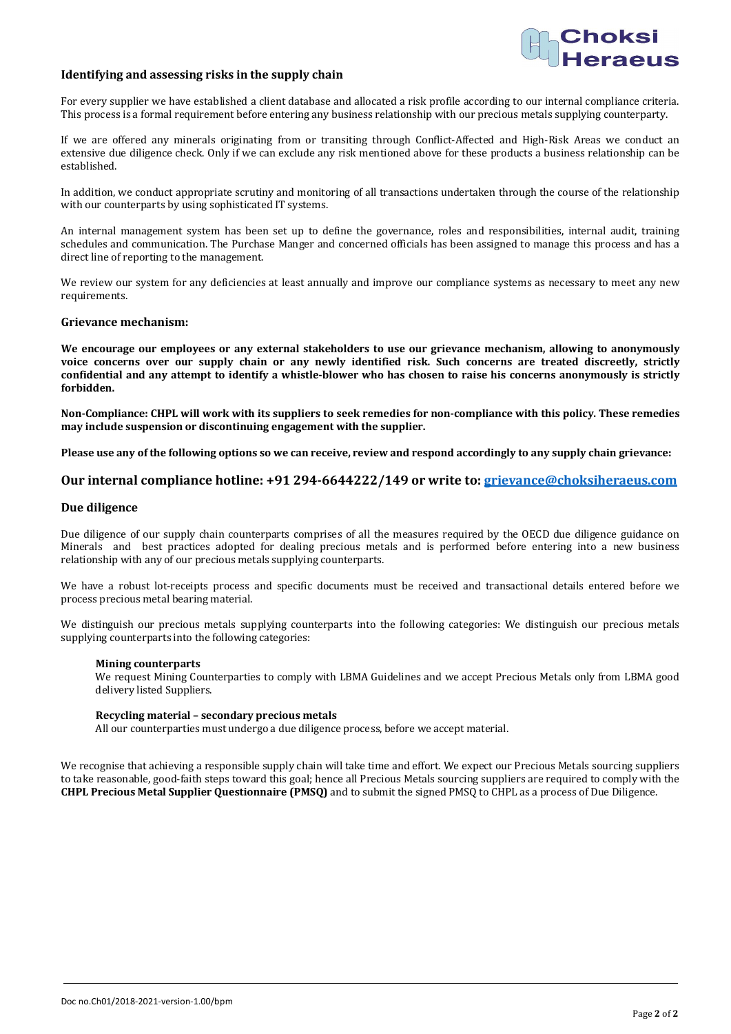## Identifying and assessing risks in the supply chain

For every supplier we have established a client database and allocated a risk profile according to our internal compliance criteria. This process is a formal requirement before entering any business relationship with our precious metals supplying counterparty.

If we are offered any minerals originating from or transiting through Conflict-Affected and High-Risk Areas we conduct an extensive due diligence check. Only if we can exclude any risk mentioned above for these products a business relationship can be established.

In addition, we conduct appropriate scrutiny and monitoring of all transactions undertaken through the course of the relationship with our counterparts by using sophisticated IT systems.

An internal management system has been set up to define the governance, roles and responsibilities, internal audit, training schedules and communication. The Purchase Manger and concerned officials has been assigned to manage this process and has a direct line of reporting to the management.

We review our system for any deficiencies at least annually and improve our compliance systems as necessary to meet any new requirements.

## Grievance mechanism:

**We encourage our employees or any external stakeholders to use our grievance mechanism, allowing to anonymously voice concerns over our supply chain or any newly identified risk. Such concerns are treated discreetly, strictly confidential and any attempt to identify a whistle-blower who has chosen to raise his concerns anonymously is strictly forbidden.**

**Non-Compliance: CHPL will work with its suppliers to seek remedies for non-compliance with this policy. These remedies may include suspension or discontinuing engagement with the supplier.**

**Please use any of the following options so we can receive, review and respond accordingly to any supply chain grievance:**

### Our internal compliance hotline: +91 294-6644222/149 or write to: grievance@choksiheraeus.com

## Due diligence

Due diligence of our supply chain counterparts comprises of all the measures required by the OECD due diligence guidance on Minerals and best practices adopted for dealing precious metals and is performed before entering into a new business relationship with any of our precious metals supplying counterparts.

We have a robust lot-receipts process and specific documents must be received and transactional details entered before we process precious metal bearing material.

We distinguish our precious metals supplying counterparts into the following categories: We distinguish our precious metals supplying counterparts into the following categories:

**Mining counterparts**
We request Mining Counterparties to comply with LBMA Guidelines and we accept Precious Metals only from LBMA good delivery listed Suppliers.

**Recycling material – secondary precious metals**
All our counterparties must undergo a due diligence process, before we accept material.

We recognise that achieving a responsible supply chain will take time and effort. We expect our Precious Metals sourcing suppliers to take reasonable, good-faith steps toward this goal; hence all Precious Metals sourcing suppliers are required to comply with the **CHPL Precious Metal Supplier Questionnaire (PMSQ)** and to submit the signed PMSQ to CHPL as a process of Due Diligence.

Doc no.Ch01/2018-2021-version-1.00/bpm